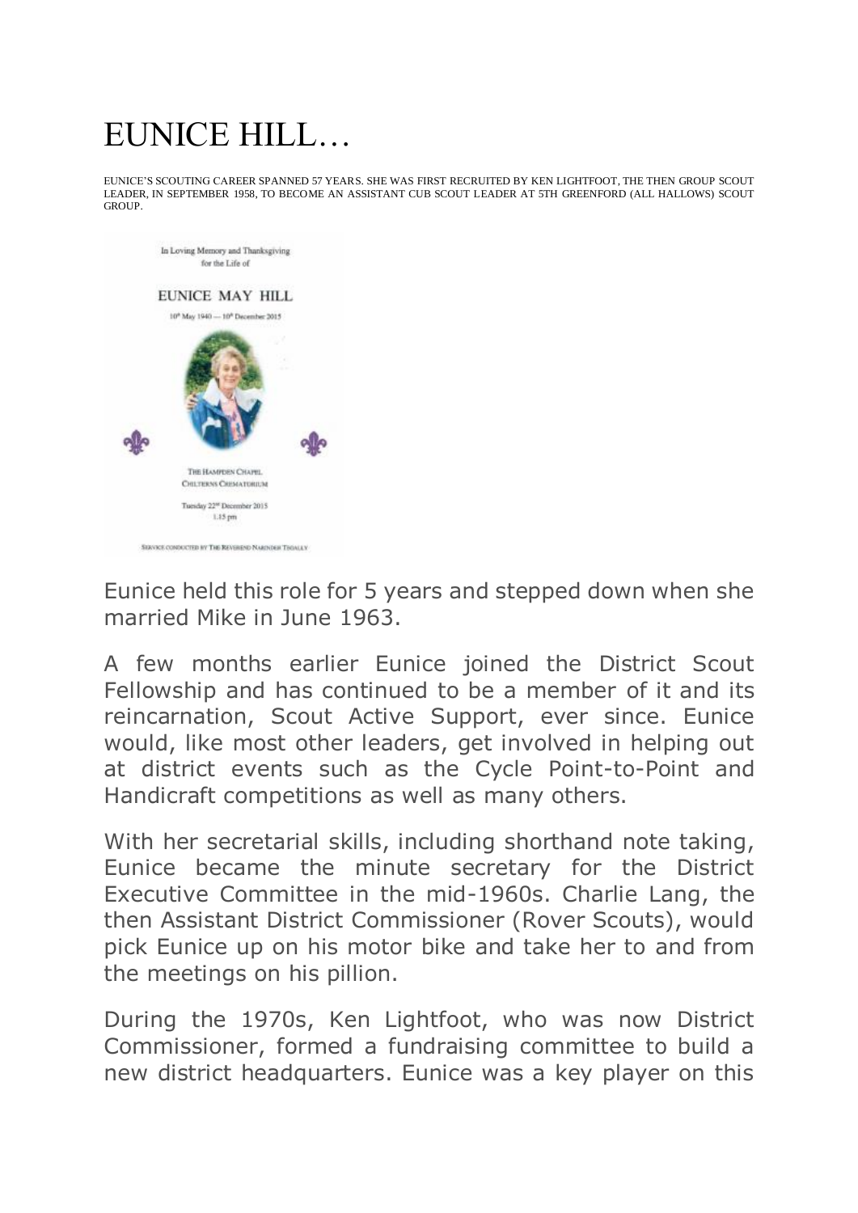# EUNICE HILL…

EUNICE'S SCOUTING CAREER SPANNED 57 YEARS. SHE WAS FIRST RECRUITED BY KEN LIGHTFOOT, THE THEN GROUP SCOUT LEADER, IN SEPTEMBER 1958, TO BECOME AN ASSISTANT CUB SCOUT LEADER AT 5TH GREENFORD (ALL HALLOWS) SCOUT GROUP.

Eunice held this role for 5 years and stepped down when she married Mike in June 1963.

A few months earlier Eunice joined the District Scout Fellowship and has continued to be a member of it and its reincarnation, Scout Active Support, ever since. Eunice would, like most other leaders, get involved in helping out at district events such as the Cycle Point-to-Point and Handicraft competitions as well as many others.

With her secretarial skills, including shorthand note taking, Eunice became the minute secretary for the District Executive Committee in the mid-1960s. Charlie Lang, the then Assistant District Commissioner (Rover Scouts), would pick Eunice up on his motor bike and take her to and from the meetings on his pillion.

During the 1970s, Ken Lightfoot, who was now District Commissioner, formed a fundraising committee to build a new district headquarters. Eunice was a key player on this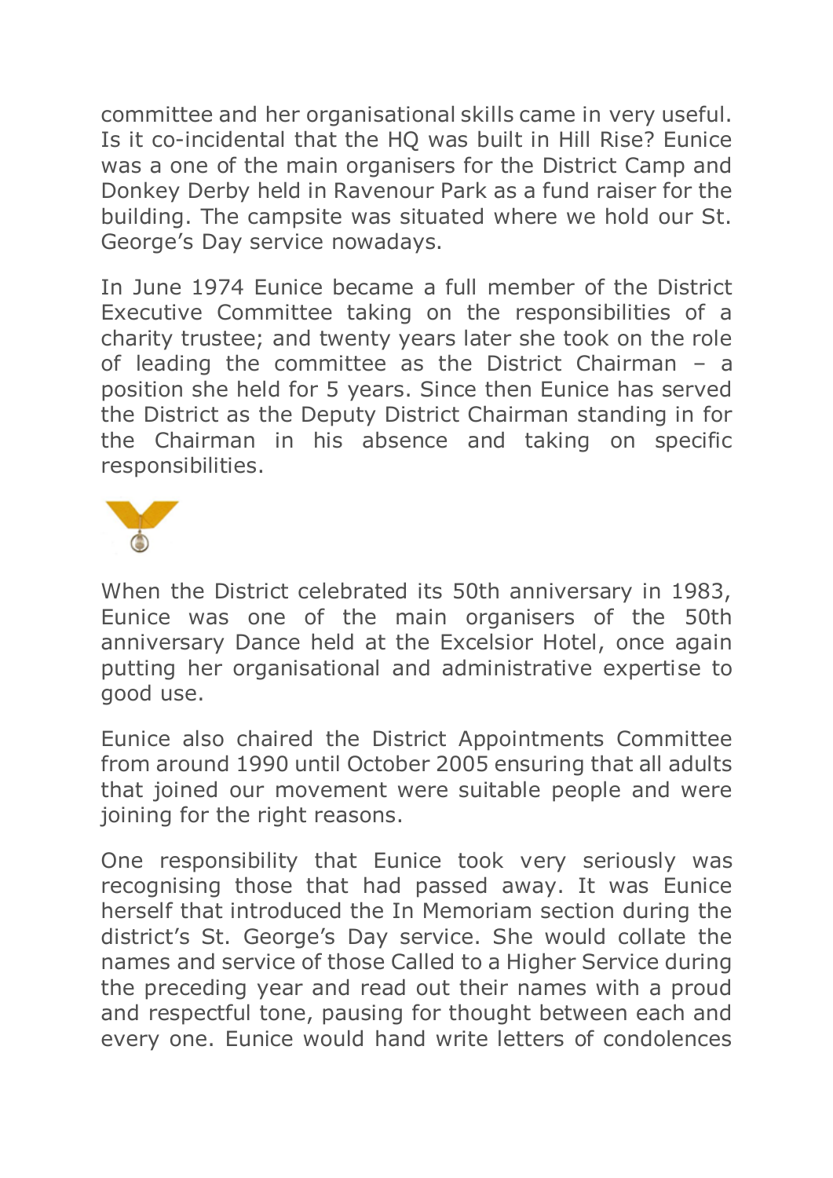committee and her organisational skills came in very useful. Is it co-incidental that the HQ was built in Hill Rise? Eunice was a one of the main organisers for the District Camp and Donkey Derby held in Ravenour Park as a fund raiser for the building. The campsite was situated where we hold our St. George's Day service nowadays.

In June 1974 Eunice became a full member of the District Executive Committee taking on the responsibilities of a charity trustee; and twenty years later she took on the role of leading the committee as the District Chairman – a position she held for 5 years. Since then Eunice has served the District as the Deputy District Chairman standing in for the Chairman in his absence and taking on specific responsibilities.

When the District celebrated its 50th anniversary in 1983, Eunice was one of the main organisers of the 50th anniversary Dance held at the Excelsior Hotel, once again putting her organisational and administrative expertise to good use.

Eunice also chaired the District Appointments Committee from around 1990 until October 2005 ensuring that all adults that joined our movement were suitable people and were joining for the right reasons.

One responsibility that Eunice took very seriously was recognising those that had passed away. It was Eunice herself that introduced the In Memoriam section during the district's St. George's Day service. She would collate the names and service of those Called to a Higher Service during the preceding year and read out their names with a proud and respectful tone, pausing for thought between each and every one. Eunice would hand write letters of condolences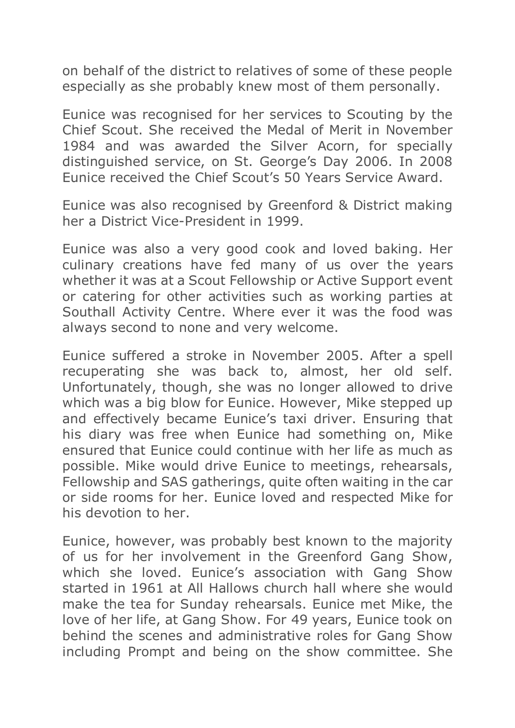on behalf of the district to relatives of some of these people especially as she probably knew most of them personally.

Eunice was recognised for her services to Scouting by the Chief Scout. She received the Medal of Merit in November 1984 and was awarded the Silver Acorn, for specially distinguished service, on St. George's Day 2006. In 2008 Eunice received the Chief Scout's 50 Years Service Award.

Eunice was also recognised by Greenford & District making her a District Vice-President in 1999.

Eunice was also a very good cook and loved baking. Her culinary creations have fed many of us over the years whether it was at a Scout Fellowship or Active Support event or catering for other activities such as working parties at Southall Activity Centre. Where ever it was the food was always second to none and very welcome.

Eunice suffered a stroke in November 2005. After a spell recuperating she was back to, almost, her old self. Unfortunately, though, she was no longer allowed to drive which was a big blow for Eunice. However, Mike stepped up and effectively became Eunice's taxi driver. Ensuring that his diary was free when Eunice had something on, Mike ensured that Eunice could continue with her life as much as possible. Mike would drive Eunice to meetings, rehearsals, Fellowship and SAS gatherings, quite often waiting in the car or side rooms for her. Eunice loved and respected Mike for his devotion to her.

Eunice, however, was probably best known to the majority of us for her involvement in the Greenford Gang Show, which she loved. Eunice's association with Gang Show started in 1961 at All Hallows church hall where she would make the tea for Sunday rehearsals. Eunice met Mike, the love of her life, at Gang Show. For 49 years, Eunice took on behind the scenes and administrative roles for Gang Show including Prompt and being on the show committee. She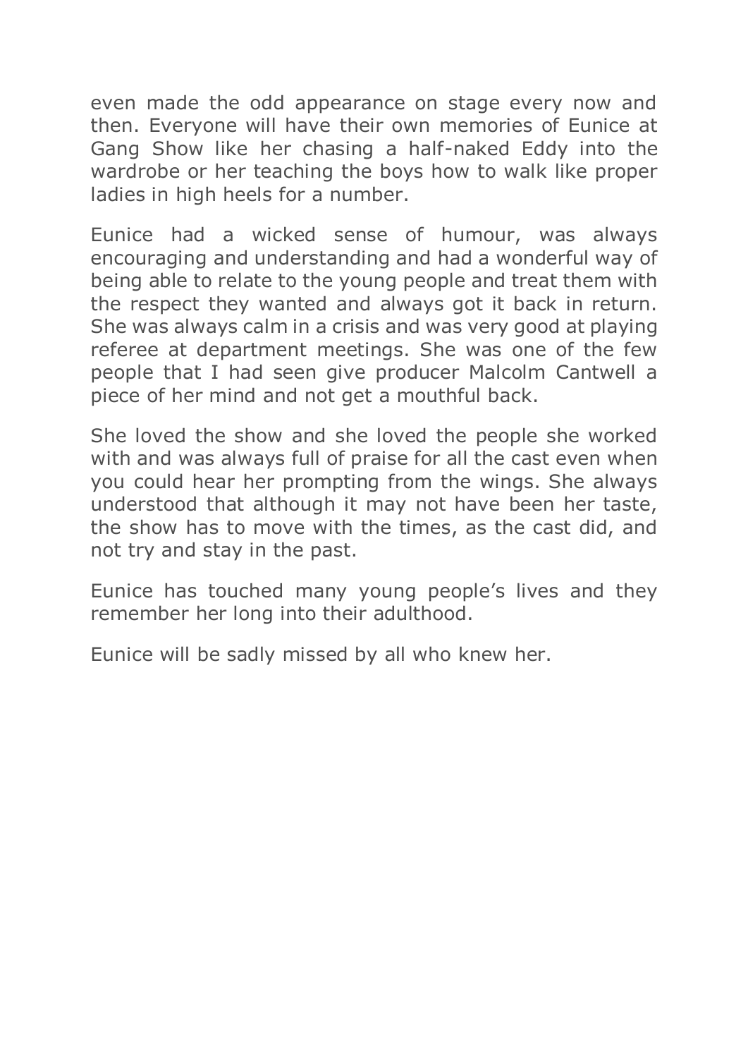even made the odd appearance on stage every now and then. Everyone will have their own memories of Eunice at Gang Show like her chasing a half-naked Eddy into the wardrobe or her teaching the boys how to walk like proper ladies in high heels for a number.

Eunice had a wicked sense of humour, was always encouraging and understanding and had a wonderful way of being able to relate to the young people and treat them with the respect they wanted and always got it back in return. She was always calm in a crisis and was very good at playing referee at department meetings. She was one of the few people that I had seen give producer Malcolm Cantwell a piece of her mind and not get a mouthful back.

She loved the show and she loved the people she worked with and was always full of praise for all the cast even when you could hear her prompting from the wings. She always understood that although it may not have been her taste, the show has to move with the times, as the cast did, and not try and stay in the past.

Eunice has touched many young people's lives and they remember her long into their adulthood.

Eunice will be sadly missed by all who knew her.